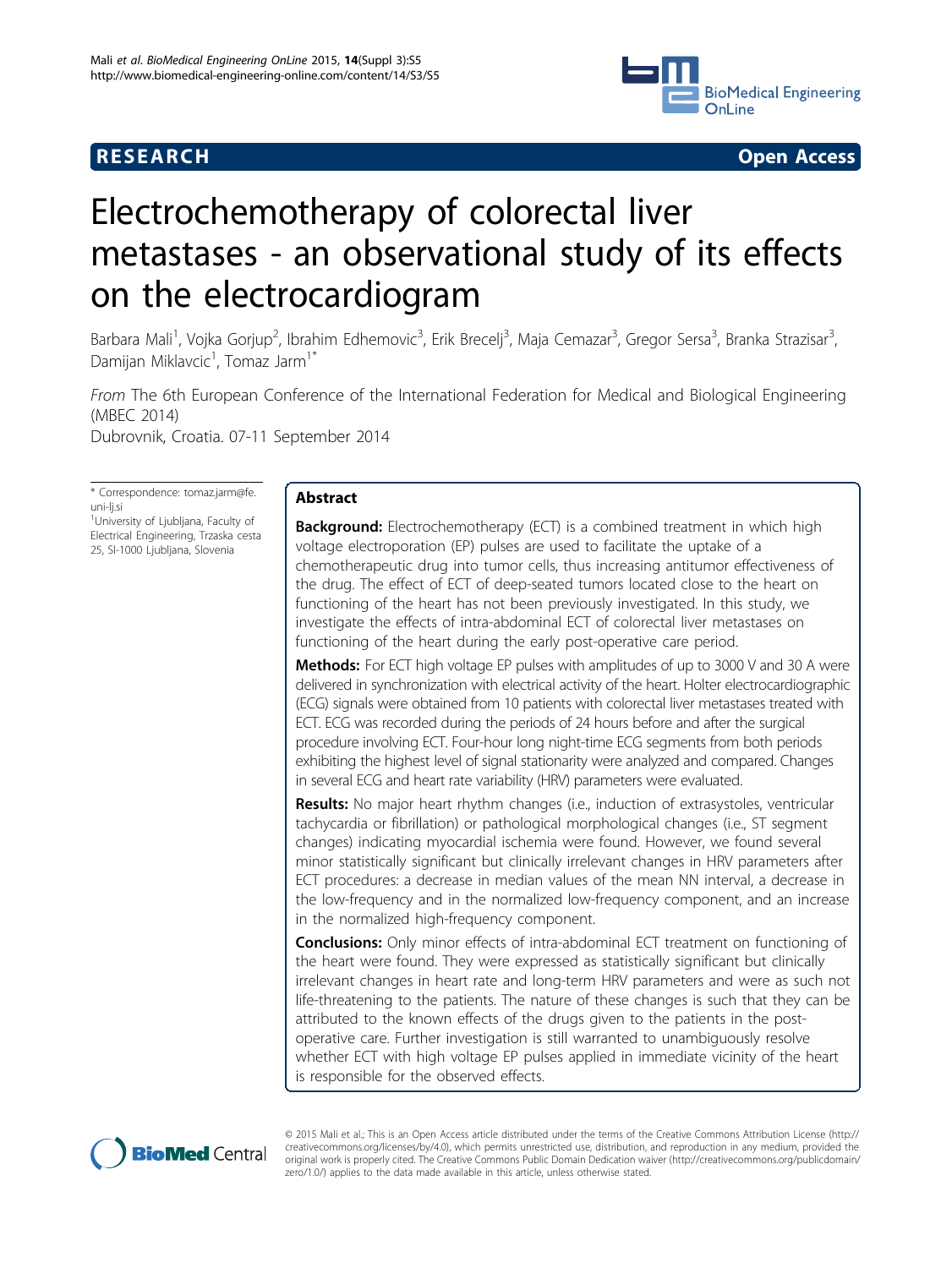RESEARCH Open Access

# Electrochemotherapy of colorectal liver metastases - an observational study of its effects on the electrocardiogram

Barbara Mali[1], Vojka Gorjup[2], Ibrahim Edhemovic[3], Erik Brecelj[3], Maja Cemazar[3], Gregor Sersa[3], Branka Strazisar[3], Damijan Miklavcic[1], Tomaz Jarm[1*]

*From* The 6th European Conference of the International Federation for Medical and Biological Engineering (MBEC 2014)
Dubrovnik, Croatia. 07-11 September 2014

\* Correspondence: tomaz.jarm@fe.uni-lj.si
[1]University of Ljubljana, Faculty of Electrical Engineering, Trzaska cesta 25, SI-1000 Ljubljana, Slovenia

## Abstract

**Background:** Electrochemotherapy (ECT) is a combined treatment in which high voltage electroporation (EP) pulses are used to facilitate the uptake of a chemotherapeutic drug into tumor cells, thus increasing antitumor effectiveness of the drug. The effect of ECT of deep-seated tumors located close to the heart on functioning of the heart has not been previously investigated. In this study, we investigate the effects of intra-abdominal ECT of colorectal liver metastases on functioning of the heart during the early post-operative care period.

**Methods:** For ECT high voltage EP pulses with amplitudes of up to 3000 V and 30 A were delivered in synchronization with electrical activity of the heart. Holter electrocardiographic (ECG) signals were obtained from 10 patients with colorectal liver metastases treated with ECT. ECG was recorded during the periods of 24 hours before and after the surgical procedure involving ECT. Four-hour long night-time ECG segments from both periods exhibiting the highest level of signal stationarity were analyzed and compared. Changes in several ECG and heart rate variability (HRV) parameters were evaluated.

**Results:** No major heart rhythm changes (i.e., induction of extrasystoles, ventricular tachycardia or fibrillation) or pathological morphological changes (i.e., ST segment changes) indicating myocardial ischemia were found. However, we found several minor statistically significant but clinically irrelevant changes in HRV parameters after ECT procedures: a decrease in median values of the mean NN interval, a decrease in the low-frequency and in the normalized low-frequency component, and an increase in the normalized high-frequency component.

**Conclusions:** Only minor effects of intra-abdominal ECT treatment on functioning of the heart were found. They were expressed as statistically significant but clinically irrelevant changes in heart rate and long-term HRV parameters and were as such not life-threatening to the patients. The nature of these changes is such that they can be attributed to the known effects of the drugs given to the patients in the post-operative care. Further investigation is still warranted to unambiguously resolve whether ECT with high voltage EP pulses applied in immediate vicinity of the heart is responsible for the observed effects.

© 2015 Mali et al.; This is an Open Access article distributed under the terms of the Creative Commons Attribution License (http://creativecommons.org/licenses/by/4.0), which permits unrestricted use, distribution, and reproduction in any medium, provided the original work is properly cited. The Creative Commons Public Domain Dedication waiver (http://creativecommons.org/publicdomain/zero/1.0/) applies to the data made available in this article, unless otherwise stated.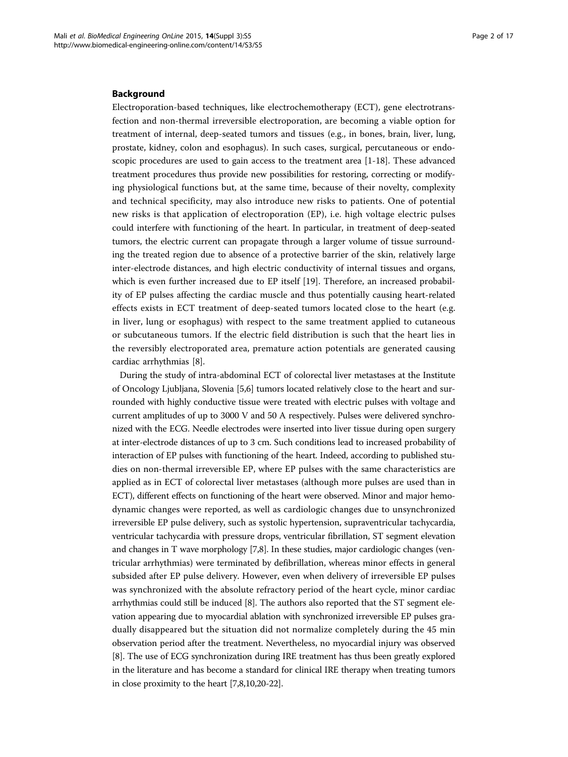## Background

Electroporation-based techniques, like electrochemotherapy (ECT), gene electrotransfection and non-thermal irreversible electroporation, are becoming a viable option for treatment of internal, deep-seated tumors and tissues (e.g., in bones, brain, liver, lung, prostate, kidney, colon and esophagus). In such cases, surgical, percutaneous or endoscopic procedures are used to gain access to the treatment area [1-18]. These advanced treatment procedures thus provide new possibilities for restoring, correcting or modifying physiological functions but, at the same time, because of their novelty, complexity and technical specificity, may also introduce new risks to patients. One of potential new risks is that application of electroporation (EP), i.e. high voltage electric pulses could interfere with functioning of the heart. In particular, in treatment of deep-seated tumors, the electric current can propagate through a larger volume of tissue surrounding the treated region due to absence of a protective barrier of the skin, relatively large inter-electrode distances, and high electric conductivity of internal tissues and organs, which is even further increased due to EP itself [19]. Therefore, an increased probability of EP pulses affecting the cardiac muscle and thus potentially causing heart-related effects exists in ECT treatment of deep-seated tumors located close to the heart (e.g. in liver, lung or esophagus) with respect to the same treatment applied to cutaneous or subcutaneous tumors. If the electric field distribution is such that the heart lies in the reversibly electroporated area, premature action potentials are generated causing cardiac arrhythmias [8].

During the study of intra-abdominal ECT of colorectal liver metastases at the Institute of Oncology Ljubljana, Slovenia [5,6] tumors located relatively close to the heart and surrounded with highly conductive tissue were treated with electric pulses with voltage and current amplitudes of up to 3000 V and 50 A respectively. Pulses were delivered synchronized with the ECG. Needle electrodes were inserted into liver tissue during open surgery at inter-electrode distances of up to 3 cm. Such conditions lead to increased probability of interaction of EP pulses with functioning of the heart. Indeed, according to published studies on non-thermal irreversible EP, where EP pulses with the same characteristics are applied as in ECT of colorectal liver metastases (although more pulses are used than in ECT), different effects on functioning of the heart were observed. Minor and major hemodynamic changes were reported, as well as cardiologic changes due to unsynchronized irreversible EP pulse delivery, such as systolic hypertension, supraventricular tachycardia, ventricular tachycardia with pressure drops, ventricular fibrillation, ST segment elevation and changes in T wave morphology [7,8]. In these studies, major cardiologic changes (ventricular arrhythmias) were terminated by defibrillation, whereas minor effects in general subsided after EP pulse delivery. However, even when delivery of irreversible EP pulses was synchronized with the absolute refractory period of the heart cycle, minor cardiac arrhythmias could still be induced [8]. The authors also reported that the ST segment elevation appearing due to myocardial ablation with synchronized irreversible EP pulses gradually disappeared but the situation did not normalize completely during the 45 min observation period after the treatment. Nevertheless, no myocardial injury was observed [8]. The use of ECG synchronization during IRE treatment has thus been greatly explored in the literature and has become a standard for clinical IRE therapy when treating tumors in close proximity to the heart [7,8,10,20-22].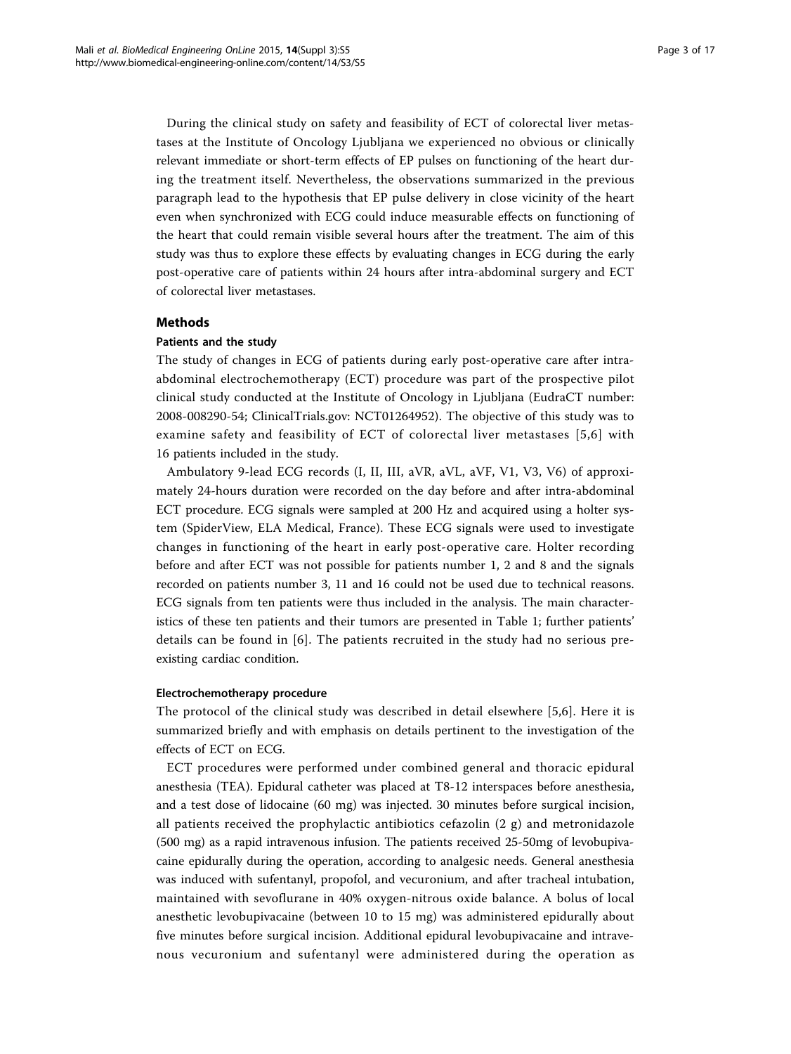During the clinical study on safety and feasibility of ECT of colorectal liver metastases at the Institute of Oncology Ljubljana we experienced no obvious or clinically relevant immediate or short-term effects of EP pulses on functioning of the heart during the treatment itself. Nevertheless, the observations summarized in the previous paragraph lead to the hypothesis that EP pulse delivery in close vicinity of the heart even when synchronized with ECG could induce measurable effects on functioning of the heart that could remain visible several hours after the treatment. The aim of this study was thus to explore these effects by evaluating changes in ECG during the early post-operative care of patients within 24 hours after intra-abdominal surgery and ECT of colorectal liver metastases.

## Methods

### Patients and the study

The study of changes in ECG of patients during early post-operative care after intra-abdominal electrochemotherapy (ECT) procedure was part of the prospective pilot clinical study conducted at the Institute of Oncology in Ljubljana (EudraCT number: 2008-008290-54; ClinicalTrials.gov: NCT01264952). The objective of this study was to examine safety and feasibility of ECT of colorectal liver metastases [5,6] with 16 patients included in the study.

Ambulatory 9-lead ECG records (I, II, III, aVR, aVL, aVF, V1, V3, V6) of approximately 24-hours duration were recorded on the day before and after intra-abdominal ECT procedure. ECG signals were sampled at 200 Hz and acquired using a holter system (SpiderView, ELA Medical, France). These ECG signals were used to investigate changes in functioning of the heart in early post-operative care. Holter recording before and after ECT was not possible for patients number 1, 2 and 8 and the signals recorded on patients number 3, 11 and 16 could not be used due to technical reasons. ECG signals from ten patients were thus included in the analysis. The main characteristics of these ten patients and their tumors are presented in Table 1; further patients' details can be found in [6]. The patients recruited in the study had no serious pre-existing cardiac condition.

### Electrochemotherapy procedure

The protocol of the clinical study was described in detail elsewhere [5,6]. Here it is summarized briefly and with emphasis on details pertinent to the investigation of the effects of ECT on ECG.

ECT procedures were performed under combined general and thoracic epidural anesthesia (TEA). Epidural catheter was placed at T8-12 interspaces before anesthesia, and a test dose of lidocaine (60 mg) was injected. 30 minutes before surgical incision, all patients received the prophylactic antibiotics cefazolin (2 g) and metronidazole (500 mg) as a rapid intravenous infusion. The patients received 25-50mg of levobupivacaine epidurally during the operation, according to analgesic needs. General anesthesia was induced with sufentanyl, propofol, and vecuronium, and after tracheal intubation, maintained with sevoflurane in 40% oxygen-nitrous oxide balance. A bolus of local anesthetic levobupivacaine (between 10 to 15 mg) was administered epidurally about five minutes before surgical incision. Additional epidural levobupivacaine and intravenous vecuronium and sufentanyl were administered during the operation as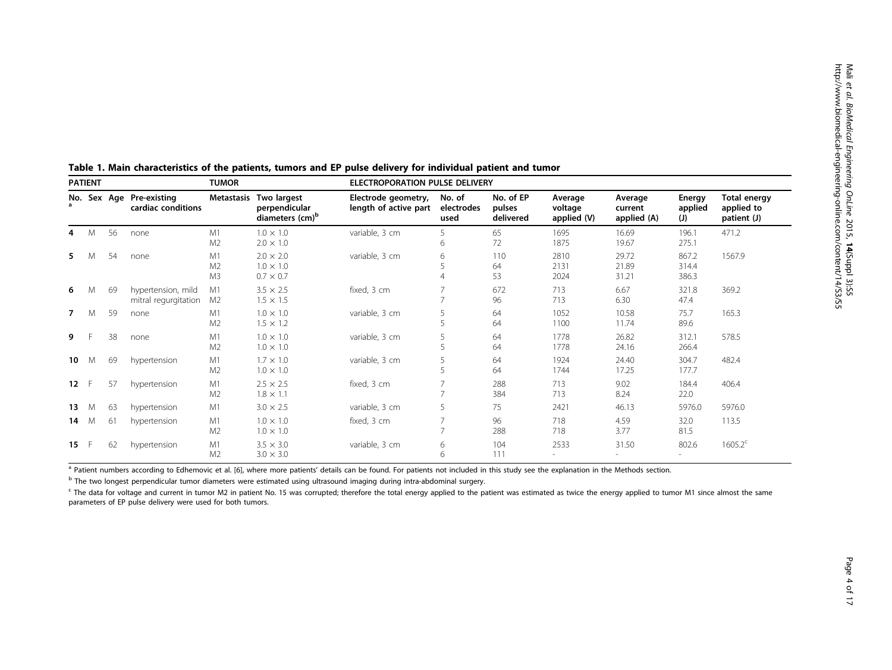**Table 1. Main characteristics of the patients, tumors and EP pulse delivery for individual patient and tumor**

| PATIENT | | | | TUMOR | | ELECTROPORATION PULSE DELIVERY | | | | | | |
|---|---|---|---|---|---|---|---|---|---|---|---|---|
| No. [a] | Sex | Age | Pre-existing cardiac conditions | Metastasis | Two largest perpendicular diameters (cm)[b] | Electrode geometry, length of active part | No. of electrodes used | No. of EP pulses delivered | Average voltage applied (V) | Average current applied (A) | Energy applied (J) | Total energy applied to patient (J) |
| **4** | M | 56 | none | M1<br>M2 | 1.0 × 1.0<br>2.0 × 1.0 | variable, 3 cm | 5<br>6 | 65<br>72 | 1695<br>1875 | 16.69<br>19.67 | 196.1<br>275.1 | 471.2 |
| **5** | M | 54 | none | M1<br>M2<br>M3 | 2.0 × 2.0<br>1.0 × 1.0<br>0.7 × 0.7 | variable, 3 cm | 6<br>5<br>4 | 110<br>64<br>53 | 2810<br>2131<br>2024 | 29.72<br>21.89<br>31.21 | 867.2<br>314.4<br>386.3 | 1567.9 |
| **6** | M | 69 | hypertension, mild mitral regurgitation | M1<br>M2 | 3.5 × 2.5<br>1.5 × 1.5 | fixed, 3 cm | 7<br>7 | 672<br>96 | 713<br>713 | 6.67<br>6.30 | 321.8<br>47.4 | 369.2 |
| **7** | M | 59 | none | M1<br>M2 | 1.0 × 1.0<br>1.5 × 1.2 | variable, 3 cm | 5<br>5 | 64<br>64 | 1052<br>1100 | 10.58<br>11.74 | 75.7<br>89.6 | 165.3 |
| **9** | F | 38 | none | M1<br>M2 | 1.0 × 1.0<br>1.0 × 1.0 | variable, 3 cm | 5<br>5 | 64<br>64 | 1778<br>1778 | 26.82<br>24.16 | 312.1<br>266.4 | 578.5 |
| **10** | M | 69 | hypertension | M1<br>M2 | 1.7 × 1.0<br>1.0 × 1.0 | variable, 3 cm | 5<br>5 | 64<br>64 | 1924<br>1744 | 24.40<br>17.25 | 304.7<br>177.7 | 482.4 |
| **12** | F | 57 | hypertension | M1<br>M2 | 2.5 × 2.5<br>1.8 × 1.1 | fixed, 3 cm | 7<br>7 | 288<br>384 | 713<br>713 | 9.02<br>8.24 | 184.4<br>22.0 | 406.4 |
| **13** | M | 63 | hypertension | M1 | 3.0 × 2.5 | variable, 3 cm | 5 | 75 | 2421 | 46.13 | 5976.0 | 5976.0 |
| **14** | M | 61 | hypertension | M1<br>M2 | 1.0 × 1.0<br>1.0 × 1.0 | fixed, 3 cm | 7<br>7 | 96<br>288 | 718<br>718 | 4.59<br>3.77 | 32.0<br>81.5 | 113.5 |
| **15** | F | 62 | hypertension | M1<br>M2 | 3.5 × 3.0<br>3.0 × 3.0 | variable, 3 cm | 6<br>6 | 104<br>111 | 2533<br>- | 31.50<br>- | 802.6<br>- | 1605.2[c] |

[a] Patient numbers according to Edhemovic et al. [6], where more patients' details can be found. For patients not included in this study see the explanation in the Methods section.

[b] The two longest perpendicular tumor diameters were estimated using ultrasound imaging during intra-abdominal surgery.

[c] The data for voltage and current in tumor M2 in patient No. 15 was corrupted; therefore the total energy applied to the patient was estimated as twice the energy applied to tumor M1 since almost the same parameters of EP pulse delivery were used for both tumors.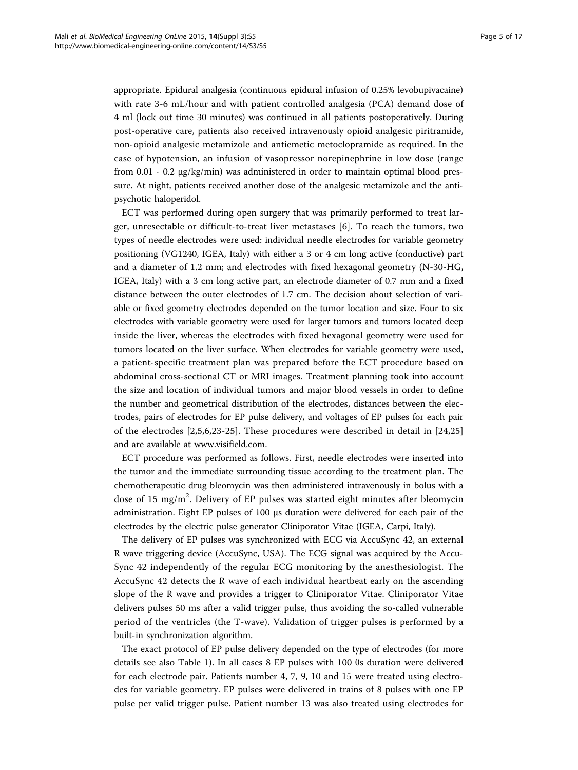appropriate. Epidural analgesia (continuous epidural infusion of 0.25% levobupivacaine) with rate 3-6 mL/hour and with patient controlled analgesia (PCA) demand dose of 4 ml (lock out time 30 minutes) was continued in all patients postoperatively. During post-operative care, patients also received intravenously opioid analgesic piritramide, non-opioid analgesic metamizole and antiemetic metoclopramide as required. In the case of hypotension, an infusion of vasopressor norepinephrine in low dose (range from 0.01 - 0.2 μg/kg/min) was administered in order to maintain optimal blood pressure. At night, patients received another dose of the analgesic metamizole and the anti-psychotic haloperidol.

ECT was performed during open surgery that was primarily performed to treat larger, unresectable or difficult-to-treat liver metastases [6]. To reach the tumors, two types of needle electrodes were used: individual needle electrodes for variable geometry positioning (VG1240, IGEA, Italy) with either a 3 or 4 cm long active (conductive) part and a diameter of 1.2 mm; and electrodes with fixed hexagonal geometry (N-30-HG, IGEA, Italy) with a 3 cm long active part, an electrode diameter of 0.7 mm and a fixed distance between the outer electrodes of 1.7 cm. The decision about selection of variable or fixed geometry electrodes depended on the tumor location and size. Four to six electrodes with variable geometry were used for larger tumors and tumors located deep inside the liver, whereas the electrodes with fixed hexagonal geometry were used for tumors located on the liver surface. When electrodes for variable geometry were used, a patient-specific treatment plan was prepared before the ECT procedure based on abdominal cross-sectional CT or MRI images. Treatment planning took into account the size and location of individual tumors and major blood vessels in order to define the number and geometrical distribution of the electrodes, distances between the electrodes, pairs of electrodes for EP pulse delivery, and voltages of EP pulses for each pair of the electrodes [2,5,6,23-25]. These procedures were described in detail in [24,25] and are available at www.visifield.com.

ECT procedure was performed as follows. First, needle electrodes were inserted into the tumor and the immediate surrounding tissue according to the treatment plan. The chemotherapeutic drug bleomycin was then administered intravenously in bolus with a dose of 15 mg/m$^2$. Delivery of EP pulses was started eight minutes after bleomycin administration. Eight EP pulses of 100 μs duration were delivered for each pair of the electrodes by the electric pulse generator Cliniporator Vitae (IGEA, Carpi, Italy).

The delivery of EP pulses was synchronized with ECG via AccuSync 42, an external R wave triggering device (AccuSync, USA). The ECG signal was acquired by the AccuSync 42 independently of the regular ECG monitoring by the anesthesiologist. The AccuSync 42 detects the R wave of each individual heartbeat early on the ascending slope of the R wave and provides a trigger to Cliniporator Vitae. Cliniporator Vitae delivers pulses 50 ms after a valid trigger pulse, thus avoiding the so-called vulnerable period of the ventricles (the T-wave). Validation of trigger pulses is performed by a built-in synchronization algorithm.

The exact protocol of EP pulse delivery depended on the type of electrodes (for more details see also Table 1). In all cases 8 EP pulses with 100 θs duration were delivered for each electrode pair. Patients number 4, 7, 9, 10 and 15 were treated using electrodes for variable geometry. EP pulses were delivered in trains of 8 pulses with one EP pulse per valid trigger pulse. Patient number 13 was also treated using electrodes for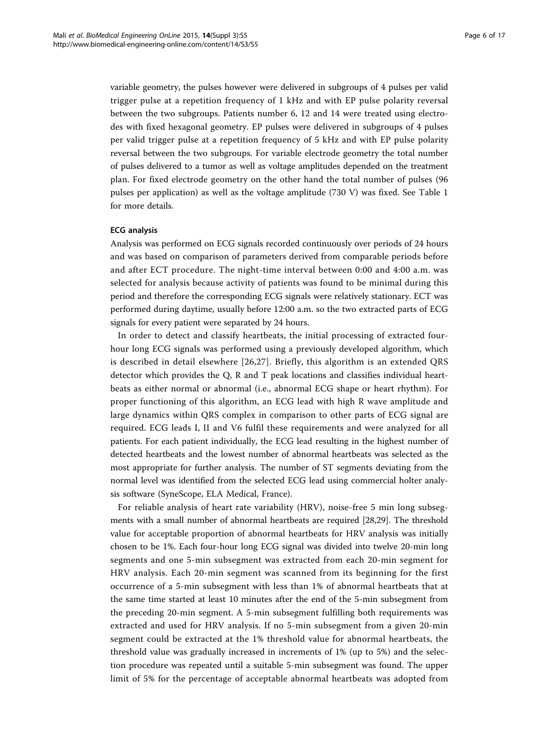variable geometry, the pulses however were delivered in subgroups of 4 pulses per valid trigger pulse at a repetition frequency of 1 kHz and with EP pulse polarity reversal between the two subgroups. Patients number 6, 12 and 14 were treated using electrodes with fixed hexagonal geometry. EP pulses were delivered in subgroups of 4 pulses per valid trigger pulse at a repetition frequency of 5 kHz and with EP pulse polarity reversal between the two subgroups. For variable electrode geometry the total number of pulses delivered to a tumor as well as voltage amplitudes depended on the treatment plan. For fixed electrode geometry on the other hand the total number of pulses (96 pulses per application) as well as the voltage amplitude (730 V) was fixed. See Table 1 for more details.

### ECG analysis

Analysis was performed on ECG signals recorded continuously over periods of 24 hours and was based on comparison of parameters derived from comparable periods before and after ECT procedure. The night-time interval between 0:00 and 4:00 a.m. was selected for analysis because activity of patients was found to be minimal during this period and therefore the corresponding ECG signals were relatively stationary. ECT was performed during daytime, usually before 12:00 a.m. so the two extracted parts of ECG signals for every patient were separated by 24 hours.

In order to detect and classify heartbeats, the initial processing of extracted four-hour long ECG signals was performed using a previously developed algorithm, which is described in detail elsewhere [26,27]. Briefly, this algorithm is an extended QRS detector which provides the Q, R and T peak locations and classifies individual heartbeats as either normal or abnormal (i.e., abnormal ECG shape or heart rhythm). For proper functioning of this algorithm, an ECG lead with high R wave amplitude and large dynamics within QRS complex in comparison to other parts of ECG signal are required. ECG leads I, II and V6 fulfil these requirements and were analyzed for all patients. For each patient individually, the ECG lead resulting in the highest number of detected heartbeats and the lowest number of abnormal heartbeats was selected as the most appropriate for further analysis. The number of ST segments deviating from the normal level was identified from the selected ECG lead using commercial holter analysis software (SyneScope, ELA Medical, France).

For reliable analysis of heart rate variability (HRV), noise-free 5 min long subsegments with a small number of abnormal heartbeats are required [28,29]. The threshold value for acceptable proportion of abnormal heartbeats for HRV analysis was initially chosen to be 1%. Each four-hour long ECG signal was divided into twelve 20-min long segments and one 5-min subsegment was extracted from each 20-min segment for HRV analysis. Each 20-min segment was scanned from its beginning for the first occurrence of a 5-min subsegment with less than 1% of abnormal heartbeats that at the same time started at least 10 minutes after the end of the 5-min subsegment from the preceding 20-min segment. A 5-min subsegment fulfilling both requirements was extracted and used for HRV analysis. If no 5-min subsegment from a given 20-min segment could be extracted at the 1% threshold value for abnormal heartbeats, the threshold value was gradually increased in increments of 1% (up to 5%) and the selection procedure was repeated until a suitable 5-min subsegment was found. The upper limit of 5% for the percentage of acceptable abnormal heartbeats was adopted from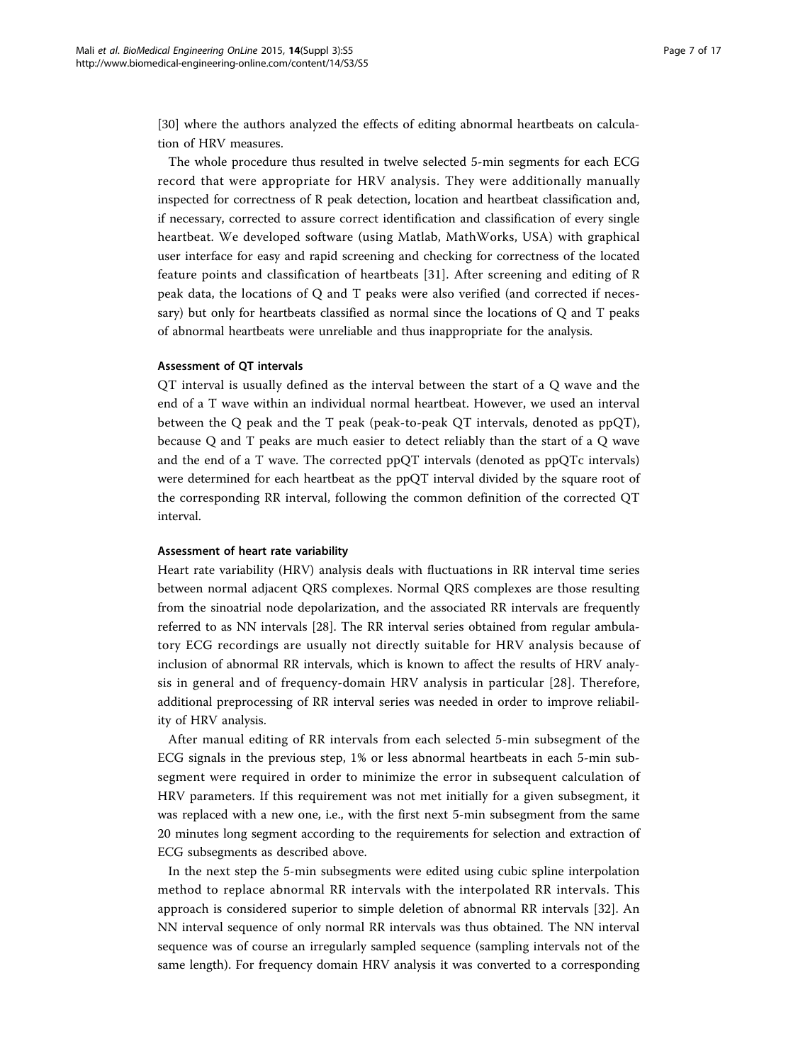[30] where the authors analyzed the effects of editing abnormal heartbeats on calculation of HRV measures.

The whole procedure thus resulted in twelve selected 5-min segments for each ECG record that were appropriate for HRV analysis. They were additionally manually inspected for correctness of R peak detection, location and heartbeat classification and, if necessary, corrected to assure correct identification and classification of every single heartbeat. We developed software (using Matlab, MathWorks, USA) with graphical user interface for easy and rapid screening and checking for correctness of the located feature points and classification of heartbeats [31]. After screening and editing of R peak data, the locations of Q and T peaks were also verified (and corrected if necessary) but only for heartbeats classified as normal since the locations of Q and T peaks of abnormal heartbeats were unreliable and thus inappropriate for the analysis.

#### Assessment of QT intervals

QT interval is usually defined as the interval between the start of a Q wave and the end of a T wave within an individual normal heartbeat. However, we used an interval between the Q peak and the T peak (peak-to-peak QT intervals, denoted as ppQT), because Q and T peaks are much easier to detect reliably than the start of a Q wave and the end of a T wave. The corrected ppQT intervals (denoted as ppQTc intervals) were determined for each heartbeat as the ppQT interval divided by the square root of the corresponding RR interval, following the common definition of the corrected QT interval.

#### Assessment of heart rate variability

Heart rate variability (HRV) analysis deals with fluctuations in RR interval time series between normal adjacent QRS complexes. Normal QRS complexes are those resulting from the sinoatrial node depolarization, and the associated RR intervals are frequently referred to as NN intervals [28]. The RR interval series obtained from regular ambulatory ECG recordings are usually not directly suitable for HRV analysis because of inclusion of abnormal RR intervals, which is known to affect the results of HRV analysis in general and of frequency-domain HRV analysis in particular [28]. Therefore, additional preprocessing of RR interval series was needed in order to improve reliability of HRV analysis.

After manual editing of RR intervals from each selected 5-min subsegment of the ECG signals in the previous step, 1% or less abnormal heartbeats in each 5-min subsegment were required in order to minimize the error in subsequent calculation of HRV parameters. If this requirement was not met initially for a given subsegment, it was replaced with a new one, i.e., with the first next 5-min subsegment from the same 20 minutes long segment according to the requirements for selection and extraction of ECG subsegments as described above.

In the next step the 5-min subsegments were edited using cubic spline interpolation method to replace abnormal RR intervals with the interpolated RR intervals. This approach is considered superior to simple deletion of abnormal RR intervals [32]. An NN interval sequence of only normal RR intervals was thus obtained. The NN interval sequence was of course an irregularly sampled sequence (sampling intervals not of the same length). For frequency domain HRV analysis it was converted to a corresponding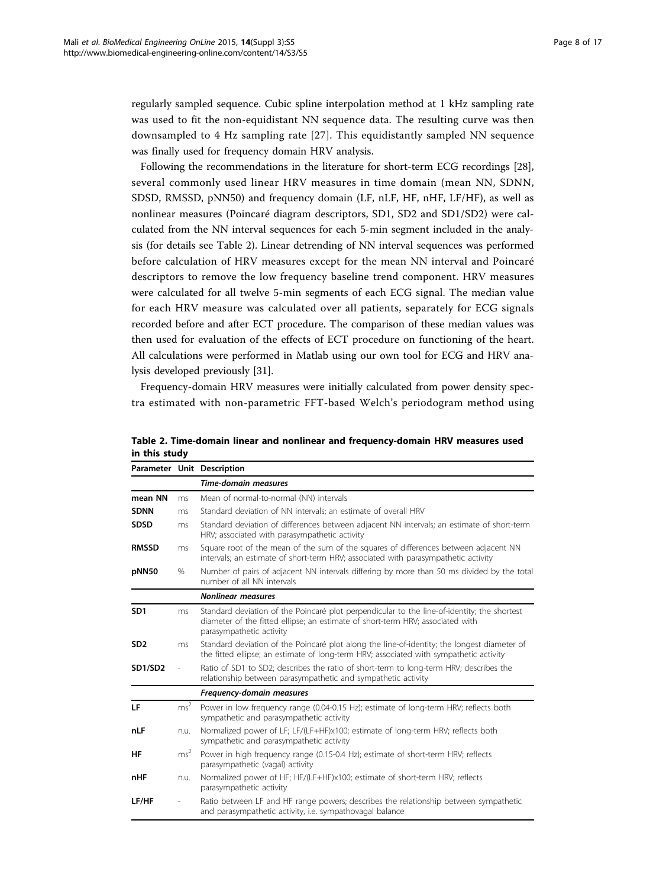regularly sampled sequence. Cubic spline interpolation method at 1 kHz sampling rate was used to fit the non-equidistant NN sequence data. The resulting curve was then downsampled to 4 Hz sampling rate [27]. This equidistantly sampled NN sequence was finally used for frequency domain HRV analysis.

Following the recommendations in the literature for short-term ECG recordings [28], several commonly used linear HRV measures in time domain (mean NN, SDNN, SDSD, RMSSD, pNN50) and frequency domain (LF, nLF, HF, nHF, LF/HF), as well as nonlinear measures (Poincaré diagram descriptors, SD1, SD2 and SD1/SD2) were calculated from the NN interval sequences for each 5-min segment included in the analysis (for details see Table 2). Linear detrending of NN interval sequences was performed before calculation of HRV measures except for the mean NN interval and Poincaré descriptors to remove the low frequency baseline trend component. HRV measures were calculated for all twelve 5-min segments of each ECG signal. The median value for each HRV measure was calculated over all patients, separately for ECG signals recorded before and after ECT procedure. The comparison of these median values was then used for evaluation of the effects of ECT procedure on functioning of the heart. All calculations were performed in Matlab using our own tool for ECG and HRV analysis developed previously [31].

Frequency-domain HRV measures were initially calculated from power density spectra estimated with non-parametric FFT-based Welch's periodogram method using

**Table 2. Time-domain linear and nonlinear and frequency-domain HRV measures used in this study**

| Parameter | Unit | Description |
|---|---|---|
| | | ***Time-domain measures*** |
| **mean NN** | ms | Mean of normal-to-normal (NN) intervals |
| **SDNN** | ms | Standard deviation of NN intervals; an estimate of overall HRV |
| **SDSD** | ms | Standard deviation of differences between adjacent NN intervals; an estimate of short-term HRV; associated with parasympathetic activity |
| **RMSSD** | ms | Square root of the mean of the sum of the squares of differences between adjacent NN intervals; an estimate of short-term HRV; associated with parasympathetic activity |
| **pNN50** | % | Number of pairs of adjacent NN intervals differing by more than 50 ms divided by the total number of all NN intervals |
| | | ***Nonlinear measures*** |
| **SD1** | ms | Standard deviation of the Poincaré plot perpendicular to the line-of-identity; the shortest diameter of the fitted ellipse; an estimate of short-term HRV; associated with parasympathetic activity |
| **SD2** | ms | Standard deviation of the Poincaré plot along the line-of-identity; the longest diameter of the fitted ellipse; an estimate of long-term HRV; associated with sympathetic activity |
| **SD1/SD2** | - | Ratio of SD1 to SD2; describes the ratio of short-term to long-term HRV; describes the relationship between parasympathetic and sympathetic activity |
| | | ***Frequency-domain measures*** |
| **LF** | $ms^2$ | Power in low frequency range (0.04-0.15 Hz); estimate of long-term HRV; reflects both sympathetic and parasympathetic activity |
| **nLF** | n.u. | Normalized power of LF; LF/(LF+HF)x100; estimate of long-term HRV; reflects both sympathetic and parasympathetic activity |
| **HF** | $ms^2$ | Power in high frequency range (0.15-0.4 Hz); estimate of short-term HRV; reflects parasympathetic (vagal) activity |
| **nHF** | n.u. | Normalized power of HF; HF/(LF+HF)x100; estimate of short-term HRV; reflects parasympathetic activity |
| **LF/HF** | - | Ratio between LF and HF range powers; describes the relationship between sympathetic and parasympathetic activity, i.e. sympathovagal balance |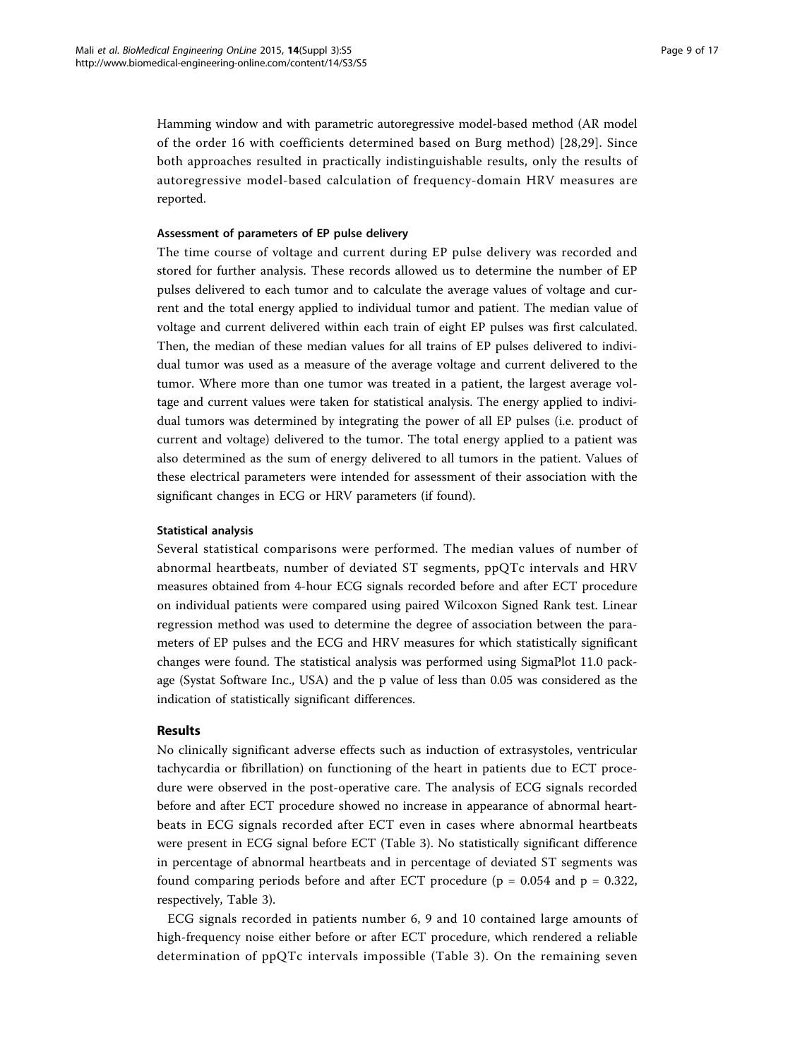Hamming window and with parametric autoregressive model-based method (AR model of the order 16 with coefficients determined based on Burg method) [28,29]. Since both approaches resulted in practically indistinguishable results, only the results of autoregressive model-based calculation of frequency-domain HRV measures are reported.

#### Assessment of parameters of EP pulse delivery

The time course of voltage and current during EP pulse delivery was recorded and stored for further analysis. These records allowed us to determine the number of EP pulses delivered to each tumor and to calculate the average values of voltage and current and the total energy applied to individual tumor and patient. The median value of voltage and current delivered within each train of eight EP pulses was first calculated. Then, the median of these median values for all trains of EP pulses delivered to individual tumor was used as a measure of the average voltage and current delivered to the tumor. Where more than one tumor was treated in a patient, the largest average voltage and current values were taken for statistical analysis. The energy applied to individual tumors was determined by integrating the power of all EP pulses (i.e. product of current and voltage) delivered to the tumor. The total energy applied to a patient was also determined as the sum of energy delivered to all tumors in the patient. Values of these electrical parameters were intended for assessment of their association with the significant changes in ECG or HRV parameters (if found).

#### Statistical analysis

Several statistical comparisons were performed. The median values of number of abnormal heartbeats, number of deviated ST segments, ppQTc intervals and HRV measures obtained from 4-hour ECG signals recorded before and after ECT procedure on individual patients were compared using paired Wilcoxon Signed Rank test. Linear regression method was used to determine the degree of association between the parameters of EP pulses and the ECG and HRV measures for which statistically significant changes were found. The statistical analysis was performed using SigmaPlot 11.0 package (Systat Software Inc., USA) and the p value of less than 0.05 was considered as the indication of statistically significant differences.

## Results

No clinically significant adverse effects such as induction of extrasystoles, ventricular tachycardia or fibrillation) on functioning of the heart in patients due to ECT procedure were observed in the post-operative care. The analysis of ECG signals recorded before and after ECT procedure showed no increase in appearance of abnormal heartbeats in ECG signals recorded after ECT even in cases where abnormal heartbeats were present in ECG signal before ECT (Table 3). No statistically significant difference in percentage of abnormal heartbeats and in percentage of deviated ST segments was found comparing periods before and after ECT procedure ($p = 0.054$ and $p = 0.322$, respectively, Table 3).

ECG signals recorded in patients number 6, 9 and 10 contained large amounts of high-frequency noise either before or after ECT procedure, which rendered a reliable determination of ppQTc intervals impossible (Table 3). On the remaining seven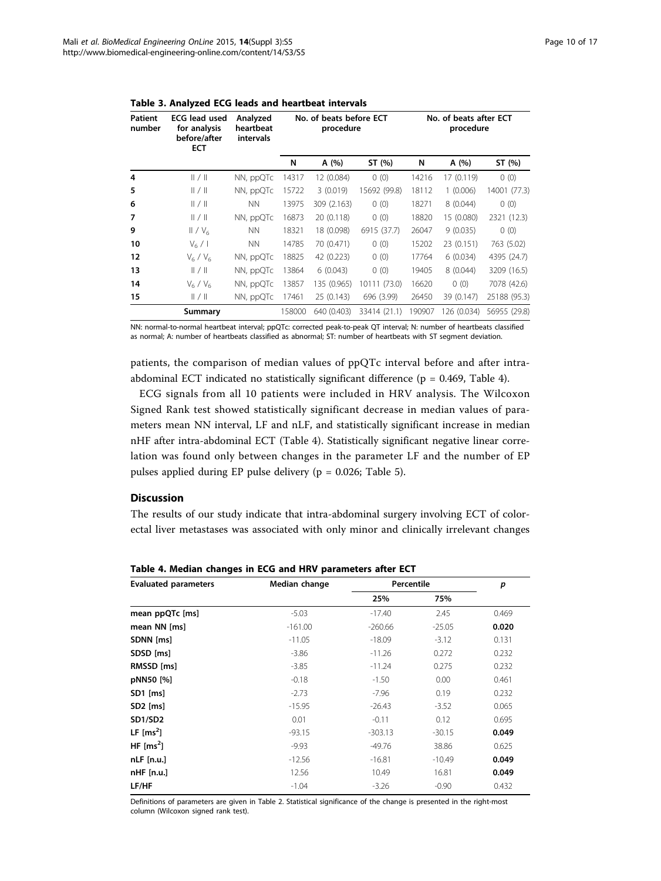**Table 3. Analyzed ECG leads and heartbeat intervals**

| Patient number | ECG lead used for analysis before/after ECT | Analyzed heartbeat intervals | No. of beats before ECT procedure | | | No. of beats after ECT procedure | | |
|---|---|---|---|---|---|---|---|---|
| | | | N | A (%) | ST (%) | N | A (%) | ST (%) |
| **4** | II / II | NN, ppQTc | 14317 | 12 (0.084) | 0 (0) | 14216 | 17 (0.119) | 0 (0) |
| **5** | II / II | NN, ppQTc | 15722 | 3 (0.019) | 15692 (99.8) | 18112 | 1 (0.006) | 14001 (77.3) |
| **6** | II / II | NN | 13975 | 309 (2.163) | 0 (0) | 18271 | 8 (0.044) | 0 (0) |
| **7** | II / II | NN, ppQTc | 16873 | 20 (0.118) | 0 (0) | 18820 | 15 (0.080) | 2321 (12.3) |
| **9** | II / $V_6$ | NN | 18321 | 18 (0.098) | 6915 (37.7) | 26047 | 9 (0.035) | 0 (0) |
| **10** | $V_6$ / I | NN | 14785 | 70 (0.471) | 0 (0) | 15202 | 23 (0.151) | 763 (5.02) |
| **12** | $V_6$ / $V_6$ | NN, ppQTc | 18825 | 42 (0.223) | 0 (0) | 17764 | 6 (0.034) | 4395 (24.7) |
| **13** | II / II | NN, ppQTc | 13864 | 6 (0.043) | 0 (0) | 19405 | 8 (0.044) | 3209 (16.5) |
| **14** | $V_6$ / $V_6$ | NN, ppQTc | 13857 | 135 (0.965) | 10111 (73.0) | 16620 | 0 (0) | 7078 (42.6) |
| **15** | II / II | NN, ppQTc | 17461 | 25 (0.143) | 696 (3.99) | 26450 | 39 (0.147) | 25188 (95.3) |
| | **Summary** | | 158000 | 640 (0.403) | 33414 (21.1) | 190907 | 126 (0.034) | 56955 (29.8) |

NN: normal-to-normal heartbeat interval; ppQTc: corrected peak-to-peak QT interval; N: number of heartbeats classified as normal; A: number of heartbeats classified as abnormal; ST: number of heartbeats with ST segment deviation.

patients, the comparison of median values of ppQTc interval before and after intra-abdominal ECT indicated no statistically significant difference ($p = 0.469$, Table 4).

ECG signals from all 10 patients were included in HRV analysis. The Wilcoxon Signed Rank test showed statistically significant decrease in median values of parameters mean NN interval, LF and nLF, and statistically significant increase in median nHF after intra-abdominal ECT (Table 4). Statistically significant negative linear correlation was found only between changes in the parameter LF and the number of EP pulses applied during EP pulse delivery ($p = 0.026$; Table 5).

## Discussion

The results of our study indicate that intra-abdominal surgery involving ECT of colorectal liver metastases was associated with only minor and clinically irrelevant changes

**Table 4. Median changes in ECG and HRV parameters after ECT**

| Evaluated parameters | Median change | Percentile | | p |
|---|---|---|---|---|
| | | 25% | 75% | |
| **mean ppQTc [ms]** | -5.03 | -17.40 | 2.45 | 0.469 |
| **mean NN [ms]** | -161.00 | -260.66 | -25.05 | **0.020** |
| **SDNN [ms]** | -11.05 | -18.09 | -3.12 | 0.131 |
| **SDSD [ms]** | -3.86 | -11.26 | 0.272 | 0.232 |
| **RMSSD [ms]** | -3.85 | -11.24 | 0.275 | 0.232 |
| **pNN50 [%]** | -0.18 | -1.50 | 0.00 | 0.461 |
| **SD1 [ms]** | -2.73 | -7.96 | 0.19 | 0.232 |
| **SD2 [ms]** | -15.95 | -26.43 | -3.52 | 0.065 |
| **SD1/SD2** | 0.01 | -0.11 | 0.12 | 0.695 |
| **LF [ms$^2$]** | -93.15 | -303.13 | -30.15 | **0.049** |
| **HF [ms$^2$]** | -9.93 | -49.76 | 38.86 | 0.625 |
| **nLF [n.u.]** | -12.56 | -16.81 | -10.49 | **0.049** |
| **nHF [n.u.]** | 12.56 | 10.49 | 16.81 | **0.049** |
| **LF/HF** | -1.04 | -3.26 | -0.90 | 0.432 |

Definitions of parameters are given in Table 2. Statistical significance of the change is presented in the right-most column (Wilcoxon signed rank test).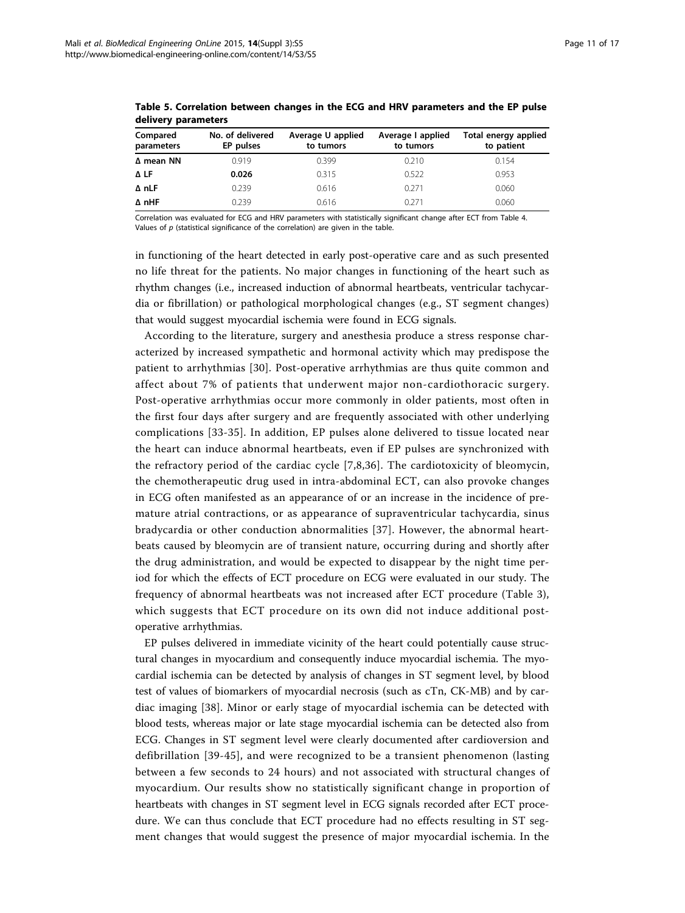**Table 5. Correlation between changes in the ECG and HRV parameters and the EP pulse delivery parameters**

| Compared parameters | No. of delivered EP pulses | Average U applied to tumors | Average I applied to tumors | Total energy applied to patient |
|---|---|---|---|---|
| **Δ mean NN** | 0.919 | 0.399 | 0.210 | 0.154 |
| **Δ LF** | **0.026** | 0.315 | 0.522 | 0.953 |
| **Δ nLF** | 0.239 | 0.616 | 0.271 | 0.060 |
| **Δ nHF** | 0.239 | 0.616 | 0.271 | 0.060 |

Correlation was evaluated for ECG and HRV parameters with statistically significant change after ECT from Table 4. Values of *p* (statistical significance of the correlation) are given in the table.

in functioning of the heart detected in early post-operative care and as such presented no life threat for the patients. No major changes in functioning of the heart such as rhythm changes (i.e., increased induction of abnormal heartbeats, ventricular tachycardia or fibrillation) or pathological morphological changes (e.g., ST segment changes) that would suggest myocardial ischemia were found in ECG signals.

According to the literature, surgery and anesthesia produce a stress response characterized by increased sympathetic and hormonal activity which may predispose the patient to arrhythmias [30]. Post-operative arrhythmias are thus quite common and affect about 7% of patients that underwent major non-cardiothoracic surgery. Post-operative arrhythmias occur more commonly in older patients, most often in the first four days after surgery and are frequently associated with other underlying complications [33-35]. In addition, EP pulses alone delivered to tissue located near the heart can induce abnormal heartbeats, even if EP pulses are synchronized with the refractory period of the cardiac cycle [7,8,36]. The cardiotoxicity of bleomycin, the chemotherapeutic drug used in intra-abdominal ECT, can also provoke changes in ECG often manifested as an appearance of or an increase in the incidence of premature atrial contractions, or as appearance of supraventricular tachycardia, sinus bradycardia or other conduction abnormalities [37]. However, the abnormal heartbeats caused by bleomycin are of transient nature, occurring during and shortly after the drug administration, and would be expected to disappear by the night time period for which the effects of ECT procedure on ECG were evaluated in our study. The frequency of abnormal heartbeats was not increased after ECT procedure (Table 3), which suggests that ECT procedure on its own did not induce additional post-operative arrhythmias.

EP pulses delivered in immediate vicinity of the heart could potentially cause structural changes in myocardium and consequently induce myocardial ischemia. The myocardial ischemia can be detected by analysis of changes in ST segment level, by blood test of values of biomarkers of myocardial necrosis (such as cTn, CK-MB) and by cardiac imaging [38]. Minor or early stage of myocardial ischemia can be detected with blood tests, whereas major or late stage myocardial ischemia can be detected also from ECG. Changes in ST segment level were clearly documented after cardioversion and defibrillation [39-45], and were recognized to be a transient phenomenon (lasting between a few seconds to 24 hours) and not associated with structural changes of myocardium. Our results show no statistically significant change in proportion of heartbeats with changes in ST segment level in ECG signals recorded after ECT procedure. We can thus conclude that ECT procedure had no effects resulting in ST segment changes that would suggest the presence of major myocardial ischemia. In the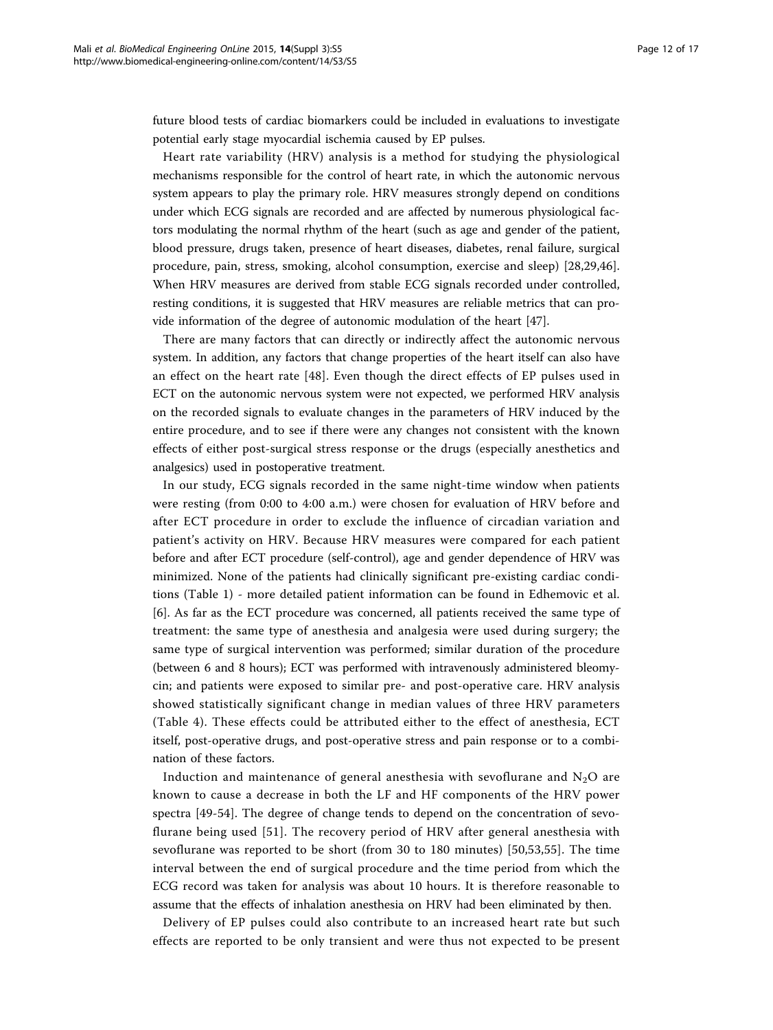future blood tests of cardiac biomarkers could be included in evaluations to investigate potential early stage myocardial ischemia caused by EP pulses.

Heart rate variability (HRV) analysis is a method for studying the physiological mechanisms responsible for the control of heart rate, in which the autonomic nervous system appears to play the primary role. HRV measures strongly depend on conditions under which ECG signals are recorded and are affected by numerous physiological factors modulating the normal rhythm of the heart (such as age and gender of the patient, blood pressure, drugs taken, presence of heart diseases, diabetes, renal failure, surgical procedure, pain, stress, smoking, alcohol consumption, exercise and sleep) [28,29,46]. When HRV measures are derived from stable ECG signals recorded under controlled, resting conditions, it is suggested that HRV measures are reliable metrics that can provide information of the degree of autonomic modulation of the heart [47].

There are many factors that can directly or indirectly affect the autonomic nervous system. In addition, any factors that change properties of the heart itself can also have an effect on the heart rate [48]. Even though the direct effects of EP pulses used in ECT on the autonomic nervous system were not expected, we performed HRV analysis on the recorded signals to evaluate changes in the parameters of HRV induced by the entire procedure, and to see if there were any changes not consistent with the known effects of either post-surgical stress response or the drugs (especially anesthetics and analgesics) used in postoperative treatment.

In our study, ECG signals recorded in the same night-time window when patients were resting (from 0:00 to 4:00 a.m.) were chosen for evaluation of HRV before and after ECT procedure in order to exclude the influence of circadian variation and patient's activity on HRV. Because HRV measures were compared for each patient before and after ECT procedure (self-control), age and gender dependence of HRV was minimized. None of the patients had clinically significant pre-existing cardiac conditions (Table 1) - more detailed patient information can be found in Edhemovic et al. [6]. As far as the ECT procedure was concerned, all patients received the same type of treatment: the same type of anesthesia and analgesia were used during surgery; the same type of surgical intervention was performed; similar duration of the procedure (between 6 and 8 hours); ECT was performed with intravenously administered bleomycin; and patients were exposed to similar pre- and post-operative care. HRV analysis showed statistically significant change in median values of three HRV parameters (Table 4). These effects could be attributed either to the effect of anesthesia, ECT itself, post-operative drugs, and post-operative stress and pain response or to a combination of these factors.

Induction and maintenance of general anesthesia with sevoflurane and $N_2O$ are known to cause a decrease in both the LF and HF components of the HRV power spectra [49-54]. The degree of change tends to depend on the concentration of sevoflurane being used [51]. The recovery period of HRV after general anesthesia with sevoflurane was reported to be short (from 30 to 180 minutes) [50,53,55]. The time interval between the end of surgical procedure and the time period from which the ECG record was taken for analysis was about 10 hours. It is therefore reasonable to assume that the effects of inhalation anesthesia on HRV had been eliminated by then.

Delivery of EP pulses could also contribute to an increased heart rate but such effects are reported to be only transient and were thus not expected to be present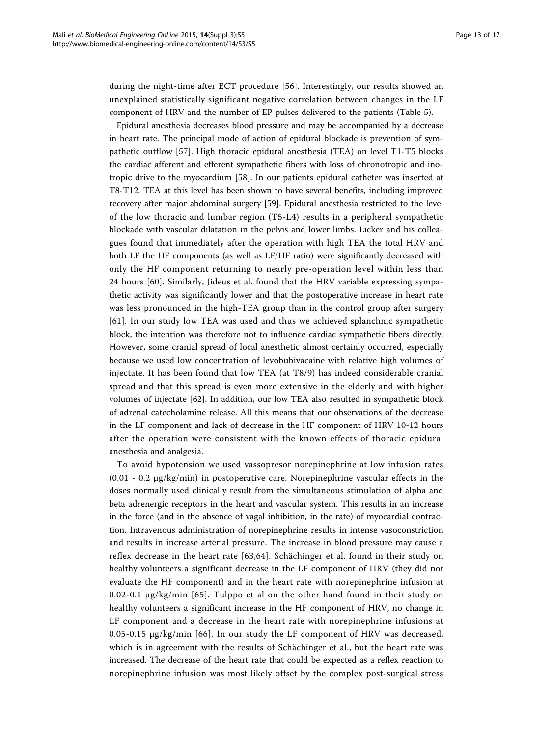during the night-time after ECT procedure [56]. Interestingly, our results showed an unexplained statistically significant negative correlation between changes in the LF component of HRV and the number of EP pulses delivered to the patients (Table 5).

Epidural anesthesia decreases blood pressure and may be accompanied by a decrease in heart rate. The principal mode of action of epidural blockade is prevention of sympathetic outflow [57]. High thoracic epidural anesthesia (TEA) on level T1-T5 blocks the cardiac afferent and efferent sympathetic fibers with loss of chronotropic and inotropic drive to the myocardium [58]. In our patients epidural catheter was inserted at T8-T12. TEA at this level has been shown to have several benefits, including improved recovery after major abdominal surgery [59]. Epidural anesthesia restricted to the level of the low thoracic and lumbar region (T5-L4) results in a peripheral sympathetic blockade with vascular dilatation in the pelvis and lower limbs. Licker and his colleagues found that immediately after the operation with high TEA the total HRV and both LF the HF components (as well as LF/HF ratio) were significantly decreased with only the HF component returning to nearly pre-operation level within less than 24 hours [60]. Similarly, Jideus et al. found that the HRV variable expressing sympathetic activity was significantly lower and that the postoperative increase in heart rate was less pronounced in the high-TEA group than in the control group after surgery [61]. In our study low TEA was used and thus we achieved splanchnic sympathetic block, the intention was therefore not to influence cardiac sympathetic fibers directly. However, some cranial spread of local anesthetic almost certainly occurred, especially because we used low concentration of levobubivacaine with relative high volumes of injectate. It has been found that low TEA (at T8/9) has indeed considerable cranial spread and that this spread is even more extensive in the elderly and with higher volumes of injectate [62]. In addition, our low TEA also resulted in sympathetic block of adrenal catecholamine release. All this means that our observations of the decrease in the LF component and lack of decrease in the HF component of HRV 10-12 hours after the operation were consistent with the known effects of thoracic epidural anesthesia and analgesia.

To avoid hypotension we used vassopresor norepinephrine at low infusion rates (0.01 - 0.2 μg/kg/min) in postoperative care. Norepinephrine vascular effects in the doses normally used clinically result from the simultaneous stimulation of alpha and beta adrenergic receptors in the heart and vascular system. This results in an increase in the force (and in the absence of vagal inhibition, in the rate) of myocardial contraction. Intravenous administration of norepinephrine results in intense vasoconstriction and results in increase arterial pressure. The increase in blood pressure may cause a reflex decrease in the heart rate [63,64]. Schächinger et al. found in their study on healthy volunteers a significant decrease in the LF component of HRV (they did not evaluate the HF component) and in the heart rate with norepinephrine infusion at 0.02-0.1 μg/kg/min [65]. Tulppo et al on the other hand found in their study on healthy volunteers a significant increase in the HF component of HRV, no change in LF component and a decrease in the heart rate with norepinephrine infusions at 0.05-0.15 μg/kg/min [66]. In our study the LF component of HRV was decreased, which is in agreement with the results of Schächinger et al., but the heart rate was increased. The decrease of the heart rate that could be expected as a reflex reaction to norepinephrine infusion was most likely offset by the complex post-surgical stress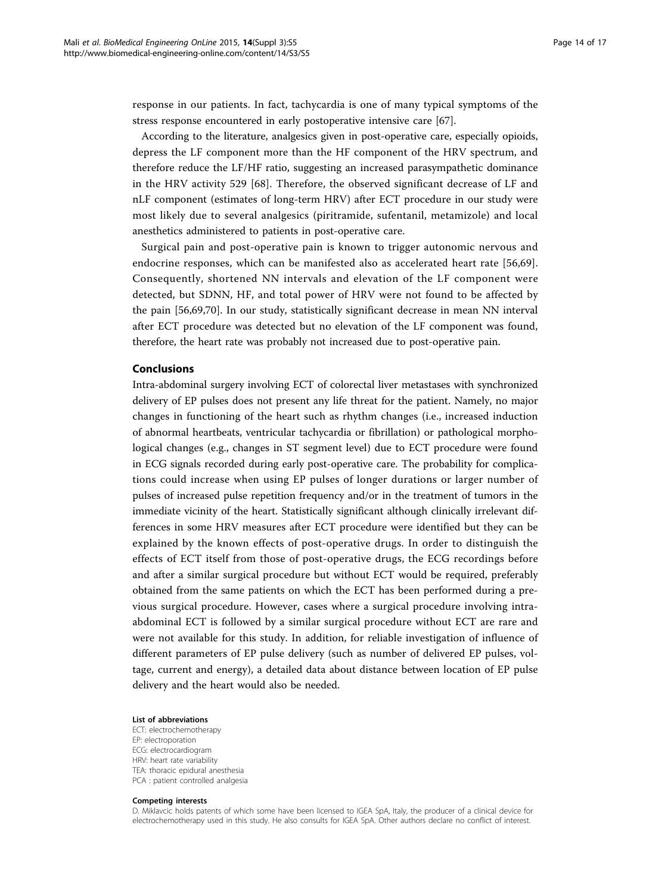response in our patients. In fact, tachycardia is one of many typical symptoms of the stress response encountered in early postoperative intensive care [67].

According to the literature, analgesics given in post-operative care, especially opioids, depress the LF component more than the HF component of the HRV spectrum, and therefore reduce the LF/HF ratio, suggesting an increased parasympathetic dominance in the HRV activity 529 [68]. Therefore, the observed significant decrease of LF and nLF component (estimates of long-term HRV) after ECT procedure in our study were most likely due to several analgesics (piritramide, sufentanil, metamizole) and local anesthetics administered to patients in post-operative care.

Surgical pain and post-operative pain is known to trigger autonomic nervous and endocrine responses, which can be manifested also as accelerated heart rate [56,69]. Consequently, shortened NN intervals and elevation of the LF component were detected, but SDNN, HF, and total power of HRV were not found to be affected by the pain [56,69,70]. In our study, statistically significant decrease in mean NN interval after ECT procedure was detected but no elevation of the LF component was found, therefore, the heart rate was probably not increased due to post-operative pain.

## Conclusions

Intra-abdominal surgery involving ECT of colorectal liver metastases with synchronized delivery of EP pulses does not present any life threat for the patient. Namely, no major changes in functioning of the heart such as rhythm changes (i.e., increased induction of abnormal heartbeats, ventricular tachycardia or fibrillation) or pathological morphological changes (e.g., changes in ST segment level) due to ECT procedure were found in ECG signals recorded during early post-operative care. The probability for complications could increase when using EP pulses of longer durations or larger number of pulses of increased pulse repetition frequency and/or in the treatment of tumors in the immediate vicinity of the heart. Statistically significant although clinically irrelevant differences in some HRV measures after ECT procedure were identified but they can be explained by the known effects of post-operative drugs. In order to distinguish the effects of ECT itself from those of post-operative drugs, the ECG recordings before and after a similar surgical procedure but without ECT would be required, preferably obtained from the same patients on which the ECT has been performed during a previous surgical procedure. However, cases where a surgical procedure involving intra-abdominal ECT is followed by a similar surgical procedure without ECT are rare and were not available for this study. In addition, for reliable investigation of influence of different parameters of EP pulse delivery (such as number of delivered EP pulses, voltage, current and energy), a detailed data about distance between location of EP pulse delivery and the heart would also be needed.

#### List of abbreviations

ECT: electrochemotherapy
EP: electroporation
ECG: electrocardiogram
HRV: heart rate variability
TEA: thoracic epidural anesthesia
PCA : patient controlled analgesia

#### Competing interests

D. Miklavcic holds patents of which some have been licensed to IGEA SpA, Italy, the producer of a clinical device for electrochemotherapy used in this study. He also consults for IGEA SpA. Other authors declare no conflict of interest.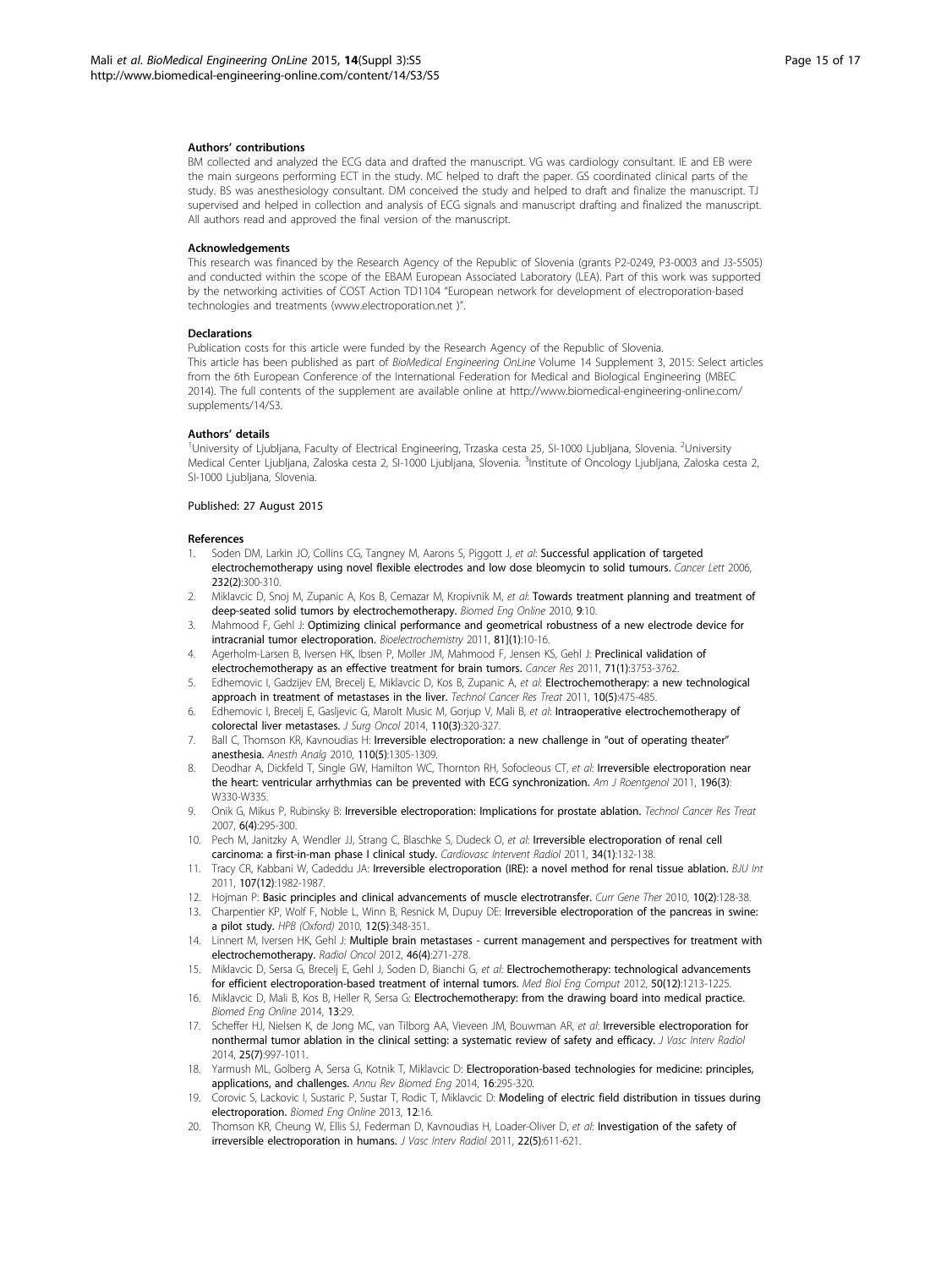### Authors' contributions

BM collected and analyzed the ECG data and drafted the manuscript. VG was cardiology consultant. IE and EB were the main surgeons performing ECT in the study. MC helped to draft the paper. GS coordinated clinical parts of the study. BS was anesthesiology consultant. DM conceived the study and helped to draft and finalize the manuscript. TJ supervised and helped in collection and analysis of ECG signals and manuscript drafting and finalized the manuscript. All authors read and approved the final version of the manuscript.

### Acknowledgements

This research was financed by the Research Agency of the Republic of Slovenia (grants P2-0249, P3-0003 and J3-5505) and conducted within the scope of the EBAM European Associated Laboratory (LEA). Part of this work was supported by the networking activities of COST Action TD1104 "European network for development of electroporation-based technologies and treatments (www.electroporation.net )".

### Declarations

Publication costs for this article were funded by the Research Agency of the Republic of Slovenia.
This article has been published as part of *BioMedical Engineering OnLine* Volume 14 Supplement 3, 2015: Select articles from the 6th European Conference of the International Federation for Medical and Biological Engineering (MBEC 2014). The full contents of the supplement are available online at http://www.biomedical-engineering-online.com/supplements/14/S3.

### Authors' details

[1]University of Ljubljana, Faculty of Electrical Engineering, Trzaska cesta 25, SI-1000 Ljubljana, Slovenia. [2]University Medical Center Ljubljana, Zaloska cesta 2, SI-1000 Ljubljana, Slovenia. [3]Institute of Oncology Ljubljana, Zaloska cesta 2, SI-1000 Ljubljana, Slovenia.

Published: 27 August 2015

### References

1. Soden DM, Larkin JO, Collins CG, Tangney M, Aarons S, Piggott J, *et al*: **Successful application of targeted electrochemotherapy using novel flexible electrodes and low dose bleomycin to solid tumours.** *Cancer Lett* 2006, **232(2)**:300-310.
2. Miklavcic D, Snoj M, Zupanic A, Kos B, Cemazar M, Kropivnik M, *et al*: **Towards treatment planning and treatment of deep-seated solid tumors by electrochemotherapy.** *Biomed Eng Online* 2010, **9**:10.
3. Mahmood F, Gehl J: **Optimizing clinical performance and geometrical robustness of a new electrode device for intracranial tumor electroporation.** *Bioelectrochemistry* 2011, **81](1)**:10-16.
4. Agerholm-Larsen B, Iversen HK, Ibsen P, Moller JM, Mahmood F, Jensen KS, Gehl J: **Preclinical validation of electrochemotherapy as an effective treatment for brain tumors.** *Cancer Res* 2011, **71(1)**:3753-3762.
5. Edhemovic I, Gadzijev EM, Brecelj E, Miklavcic D, Kos B, Zupanic A, *et al*: **Electrochemotherapy: a new technological approach in treatment of metastases in the liver.** *Technol Cancer Res Treat* 2011, **10(5)**:475-485.
6. Edhemovic I, Brecelj E, Gasljevic G, Marolt Music M, Gorjup V, Mali B, *et al*: **Intraoperative electrochemotherapy of colorectal liver metastases.** *J Surg Oncol* 2014, **110(3)**:320-327.
7. Ball C, Thomson KR, Kavnoudias H: **Irreversible electroporation: a new challenge in "out of operating theater" anesthesia.** *Anesth Analg* 2010, **110(5)**:1305-1309.
8. Deodhar A, Dickfeld T, Single GW, Hamilton WC, Thornton RH, Sofocleous CT, *et al*: **Irreversible electroporation near the heart: ventricular arrhythmias can be prevented with ECG synchronization.** *Am J Roentgenol* 2011, **196(3)**:W330-W335.
9. Onik G, Mikus P, Rubinsky B: **Irreversible electroporation: Implications for prostate ablation.** *Technol Cancer Res Treat* 2007, **6(4)**:295-300.
10. Pech M, Janitzky A, Wendler JJ, Strang C, Blaschke S, Dudeck O, *et al*: **Irreversible electroporation of renal cell carcinoma: a first-in-man phase I clinical study.** *Cardiovasc Intervent Radiol* 2011, **34(1)**:132-138.
11. Tracy CR, Kabbani W, Cadeddu JA: **Irreversible electroporation (IRE): a novel method for renal tissue ablation.** *BJU Int* 2011, **107(12)**:1982-1987.
12. Hojman P: **Basic principles and clinical advancements of muscle electrotransfer.** *Curr Gene Ther* 2010, **10(2)**:128-38.
13. Charpentier KP, Wolf F, Noble L, Winn B, Resnick M, Dupuy DE: **Irreversible electroporation of the pancreas in swine: a pilot study.** *HPB (Oxford)* 2010, **12(5)**:348-351.
14. Linnert M, Iversen HK, Gehl J: **Multiple brain metastases - current management and perspectives for treatment with electrochemotherapy.** *Radiol Oncol* 2012, **46(4)**:271-278.
15. Miklavcic D, Sersa G, Brecelj E, Gehl J, Soden D, Bianchi G, *et al*: **Electrochemotherapy: technological advancements for efficient electroporation-based treatment of internal tumors.** *Med Biol Eng Comput* 2012, **50(12)**:1213-1225.
16. Miklavcic D, Mali B, Kos B, Heller R, Sersa G: **Electrochemotherapy: from the drawing board into medical practice.** *Biomed Eng Online* 2014, **13**:29.
17. Scheffer HJ, Nielsen K, de Jong MC, van Tilborg AA, Vieveen JM, Bouwman AR, *et al*: **Irreversible electroporation for nonthermal tumor ablation in the clinical setting: a systematic review of safety and efficacy.** *J Vasc Interv Radiol* 2014, **25(7)**:997-1011.
18. Yarmush ML, Golberg A, Sersa G, Kotnik T, Miklavcic D: **Electroporation-based technologies for medicine: principles, applications, and challenges.** *Annu Rev Biomed Eng* 2014, **16**:295-320.
19. Corovic S, Lackovic I, Sustaric P, Sustar T, Rodic T, Miklavcic D: **Modeling of electric field distribution in tissues during electroporation.** *Biomed Eng Online* 2013, **12**:16.
20. Thomson KR, Cheung W, Ellis SJ, Federman D, Kavnoudias H, Loader-Oliver D, *et al*: **Investigation of the safety of irreversible electroporation in humans.** *J Vasc Interv Radiol* 2011, **22(5)**:611-621.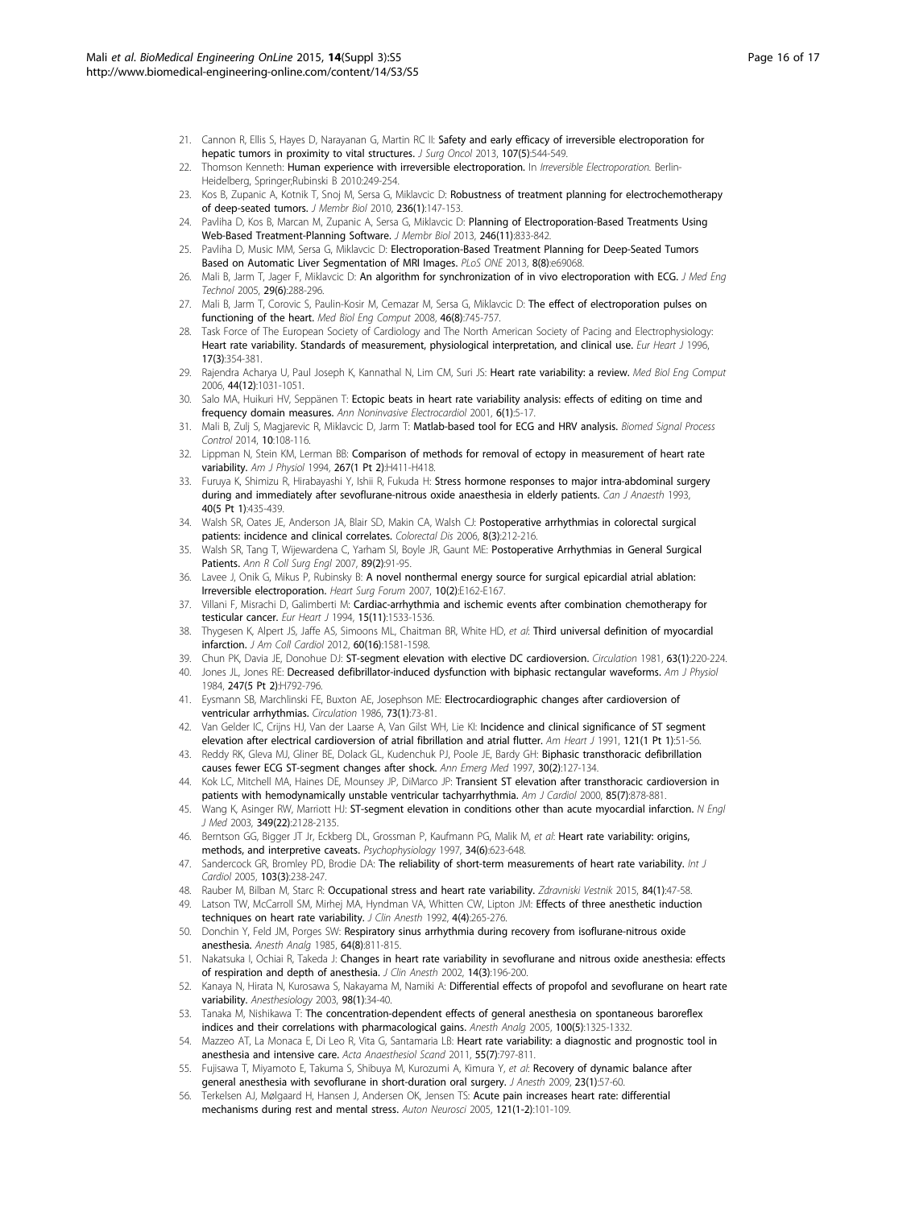21. Cannon R, Ellis S, Hayes D, Narayanan G, Martin RC II: **Safety and early efficacy of irreversible electroporation for hepatic tumors in proximity to vital structures.** *J Surg Oncol* 2013, **107(5)**:544-549.
22. Thomson Kenneth: **Human experience with irreversible electroporation.** In *Irreversible Electroporation.* Berlin-Heidelberg, Springer;Rubinski B 2010:249-254.
23. Kos B, Zupanic A, Kotnik T, Snoj M, Sersa G, Miklavcic D: **Robustness of treatment planning for electrochemotherapy of deep-seated tumors.** *J Membr Biol* 2010, **236(1)**:147-153.
24. Pavliha D, Kos B, Marcan M, Zupanic A, Sersa G, Miklavcic D: **Planning of Electroporation-Based Treatments Using Web-Based Treatment-Planning Software.** *J Membr Biol* 2013, **246(11)**:833-842.
25. Pavliha D, Music MM, Sersa G, Miklavcic D: **Electroporation-Based Treatment Planning for Deep-Seated Tumors Based on Automatic Liver Segmentation of MRI Images.** *PLoS ONE* 2013, **8(8)**:e69068.
26. Mali B, Jarm T, Jager F, Miklavcic D: **An algorithm for synchronization of in vivo electroporation with ECG.** *J Med Eng Technol* 2005, **29(6)**:288-296.
27. Mali B, Jarm T, Corovic S, Paulin-Kosir M, Cemazar M, Sersa G, Miklavcic D: **The effect of electroporation pulses on functioning of the heart.** *Med Biol Eng Comput* 2008, **46(8)**:745-757.
28. Task Force of The European Society of Cardiology and The North American Society of Pacing and Electrophysiology: **Heart rate variability. Standards of measurement, physiological interpretation, and clinical use.** *Eur Heart J* 1996, **17(3)**:354-381.
29. Rajendra Acharya U, Paul Joseph K, Kannathal N, Lim CM, Suri JS: **Heart rate variability: a review.** *Med Biol Eng Comput* 2006, **44(12)**:1031-1051.
30. Salo MA, Huikuri HV, Seppänen T: **Ectopic beats in heart rate variability analysis: effects of editing on time and frequency domain measures.** *Ann Noninvasive Electrocardiol* 2001, **6(1)**:5-17.
31. Mali B, Zulj S, Magjarevic R, Miklavcic D, Jarm T: **Matlab-based tool for ECG and HRV analysis.** *Biomed Signal Process Control* 2014, **10**:108-116.
32. Lippman N, Stein KM, Lerman BB: **Comparison of methods for removal of ectopy in measurement of heart rate variability.** *Am J Physiol* 1994, **267(1 Pt 2)**:H411-H418.
33. Furuya K, Shimizu R, Hirabayashi Y, Ishii R, Fukuda H: **Stress hormone responses to major intra-abdominal surgery during and immediately after sevoflurane-nitrous oxide anaesthesia in elderly patients.** *Can J Anaesth* 1993, **40(5 Pt 1)**:435-439.
34. Walsh SR, Oates JE, Anderson JA, Blair SD, Makin CA, Walsh CJ: **Postoperative arrhythmias in colorectal surgical patients: incidence and clinical correlates.** *Colorectal Dis* 2006, **8(3)**:212-216.
35. Walsh SR, Tang T, Wijewardena C, Yarham SI, Boyle JR, Gaunt ME: **Postoperative Arrhythmias in General Surgical Patients.** *Ann R Coll Surg Engl* 2007, **89(2)**:91-95.
36. Lavee J, Onik G, Mikus P, Rubinsky B: **A novel nonthermal energy source for surgical epicardial atrial ablation: Irreversible electroporation.** *Heart Surg Forum* 2007, **10(2)**:E162-E167.
37. Villani F, Misrachi D, Galimberti M: **Cardiac-arrhythmia and ischemic events after combination chemotherapy for testicular cancer.** *Eur Heart J* 1994, **15(11)**:1533-1536.
38. Thygesen K, Alpert JS, Jaffe AS, Simoons ML, Chaitman BR, White HD, *et al*: **Third universal definition of myocardial infarction.** *J Am Coll Cardiol* 2012, **60(16)**:1581-1598.
39. Chun PK, Davia JE, Donohue DJ: **ST-segment elevation with elective DC cardioversion.** *Circulation* 1981, **63(1)**:220-224.
40. Jones JL, Jones RE: **Decreased defibrillator-induced dysfunction with biphasic rectangular waveforms.** *Am J Physiol* 1984, **247(5 Pt 2)**:H792-796.
41. Eysmann SB, Marchlinski FE, Buxton AE, Josephson ME: **Electrocardiographic changes after cardioversion of ventricular arrhythmias.** *Circulation* 1986, **73(1)**:73-81.
42. Van Gelder IC, Crijns HJ, Van der Laarse A, Van Gilst WH, Lie KI: **Incidence and clinical significance of ST segment elevation after electrical cardioversion of atrial fibrillation and atrial flutter.** *Am Heart J* 1991, **121(1 Pt 1)**:51-56.
43. Reddy RK, Gleva MJ, Gliner BE, Dolack GL, Kudenchuk PJ, Poole JE, Bardy GH: **Biphasic transthoracic defibrillation causes fewer ECG ST-segment changes after shock.** *Ann Emerg Med* 1997, **30(2)**:127-134.
44. Kok LC, Mitchell MA, Haines DE, Mounsey JP, DiMarco JP: **Transient ST elevation after transthoracic cardioversion in patients with hemodynamically unstable ventricular tachyarrhythmia.** *Am J Cardiol* 2000, **85(7)**:878-881.
45. Wang K, Asinger RW, Marriott HJ: **ST-segment elevation in conditions other than acute myocardial infarction.** *N Engl J Med* 2003, **349(22)**:2128-2135.
46. Berntson GG, Bigger JT Jr, Eckberg DL, Grossman P, Kaufmann PG, Malik M, *et al*: **Heart rate variability: origins, methods, and interpretive caveats.** *Psychophysiology* 1997, **34(6)**:623-648.
47. Sandercock GR, Bromley PD, Brodie DA: **The reliability of short-term measurements of heart rate variability.** *Int J Cardiol* 2005, **103(3)**:238-247.
48. Rauber M, Bilban M, Starc R: **Occupational stress and heart rate variability.** *Zdravniski Vestnik* 2015, **84(1)**:47-58.
49. Latson TW, McCarroll SM, Mirhej MA, Hyndman VA, Whitten CW, Lipton JM: **Effects of three anesthetic induction techniques on heart rate variability.** *J Clin Anesth* 1992, **4(4)**:265-276.
50. Donchin Y, Feld JM, Porges SW: **Respiratory sinus arrhythmia during recovery from isoflurane-nitrous oxide anesthesia.** *Anesth Analg* 1985, **64(8)**:811-815.
51. Nakatsuka I, Ochiai R, Takeda J: **Changes in heart rate variability in sevoflurane and nitrous oxide anesthesia: effects of respiration and depth of anesthesia.** *J Clin Anesth* 2002, **14(3)**:196-200.
52. Kanaya N, Hirata N, Kurosawa S, Nakayama M, Namiki A: **Differential effects of propofol and sevoflurane on heart rate variability.** *Anesthesiology* 2003, **98(1)**:34-40.
53. Tanaka M, Nishikawa T: **The concentration-dependent effects of general anesthesia on spontaneous baroreflex indices and their correlations with pharmacological gains.** *Anesth Analg* 2005, **100(5)**:1325-1332.
54. Mazzeo AT, La Monaca E, Di Leo R, Vita G, Santamaria LB: **Heart rate variability: a diagnostic and prognostic tool in anesthesia and intensive care.** *Acta Anaesthesiol Scand* 2011, **55(7)**:797-811.
55. Fujisawa T, Miyamoto E, Takuma S, Shibuya M, Kurozumi A, Kimura Y, *et al*: **Recovery of dynamic balance after general anesthesia with sevoflurane in short-duration oral surgery.** *J Anesth* 2009, **23(1)**:57-60.
56. Terkelsen AJ, Mølgaard H, Hansen J, Andersen OK, Jensen TS: **Acute pain increases heart rate: differential mechanisms during rest and mental stress.** *Auton Neurosci* 2005, **121(1-2)**:101-109.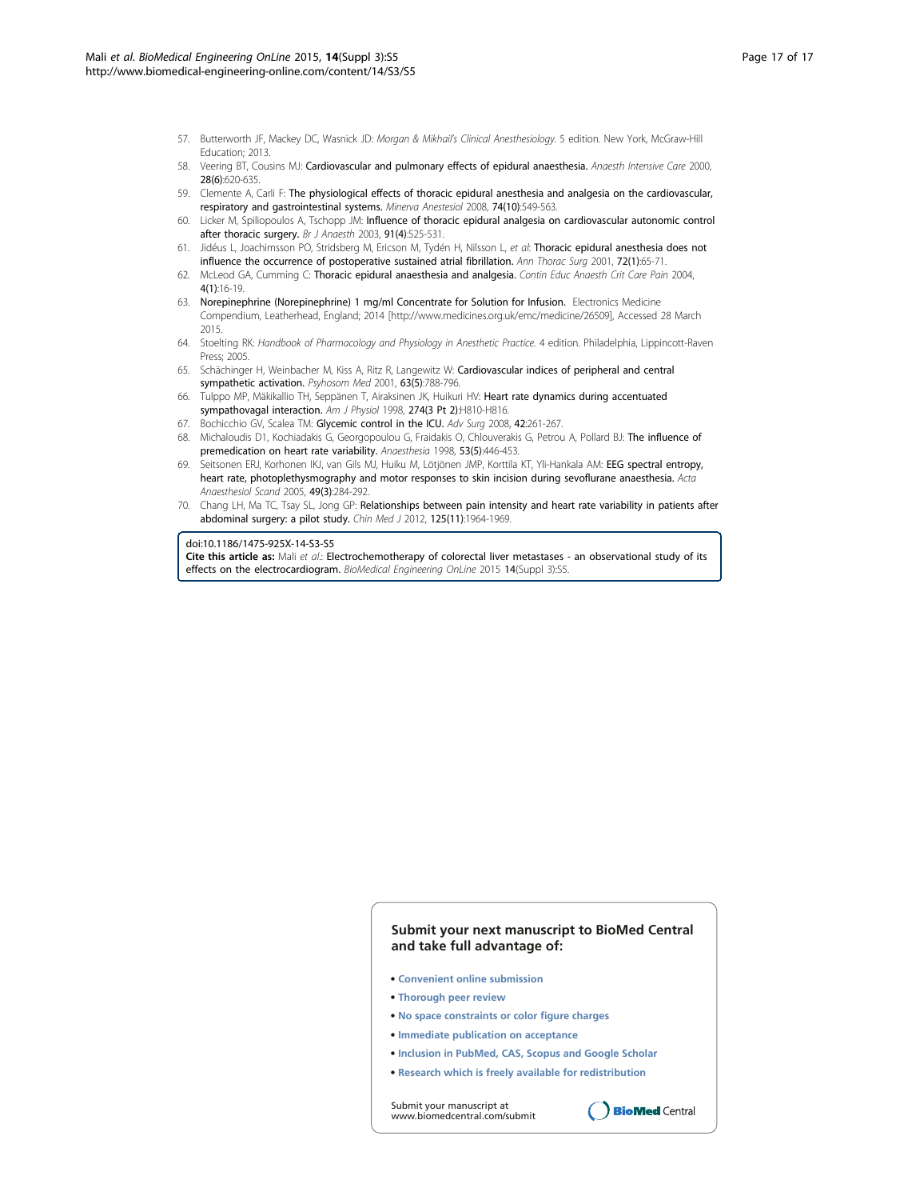57. Butterworth JF, Mackey DC, Wasnick JD: *Morgan & Mikhail's Clinical Anesthesiology.* 5 edition. New York, McGraw-Hill Education; 2013.
58. Veering BT, Cousins MJ: **Cardiovascular and pulmonary effects of epidural anaesthesia.** *Anaesth Intensive Care* 2000, **28(6)**:620-635.
59. Clemente A, Carli F: **The physiological effects of thoracic epidural anesthesia and analgesia on the cardiovascular, respiratory and gastrointestinal systems.** *Minerva Anestesiol* 2008, **74(10)**:549-563.
60. Licker M, Spiliopoulos A, Tschopp JM: **Influence of thoracic epidural analgesia on cardiovascular autonomic control after thoracic surgery.** *Br J Anaesth* 2003, **91(4)**:525-531.
61. Jidéus L, Joachimsson PO, Stridsberg M, Ericson M, Tydén H, Nilsson L, *et al*: **Thoracic epidural anesthesia does not influence the occurrence of postoperative sustained atrial fibrillation.** *Ann Thorac Surg* 2001, **72(1)**:65-71.
62. McLeod GA, Cumming C: **Thoracic epidural anaesthesia and analgesia.** *Contin Educ Anaesth Crit Care Pain* 2004, **4(1)**:16-19.
63. **Norepinephrine (Norepinephrine) 1 mg/ml Concentrate for Solution for Infusion.** Electronics Medicine Compendium, Leatherhead, England; 2014 [http://www.medicines.org.uk/emc/medicine/26509], Accessed 28 March 2015.
64. Stoelting RK: *Handbook of Pharmacology and Physiology in Anesthetic Practice.* 4 edition. Philadelphia, Lippincott-Raven Press; 2005.
65. Schächinger H, Weinbacher M, Kiss A, Ritz R, Langewitz W: **Cardiovascular indices of peripheral and central sympathetic activation.** *Psyhosom Med* 2001, **63(5)**:788-796.
66. Tulppo MP, Mäkikallio TH, Seppänen T, Airaksinen JK, Huikuri HV: **Heart rate dynamics during accentuated sympathovagal interaction.** *Am J Physiol* 1998, **274(3 Pt 2)**:H810-H816.
67. Bochicchio GV, Scalea TM: **Glycemic control in the ICU.** *Adv Surg* 2008, **42**:261-267.
68. Michaloudis D1, Kochiadakis G, Georgopoulou G, Fraidakis O, Chlouverakis G, Petrou A, Pollard BJ: **The influence of premedication on heart rate variability.** *Anaesthesia* 1998, **53(5)**:446-453.
69. Seitsonen ERJ, Korhonen IKJ, van Gils MJ, Huiku M, Lötjönen JMP, Korttila KT, Yli-Hankala AM: **EEG spectral entropy, heart rate, photoplethysmography and motor responses to skin incision during sevoflurane anaesthesia.** *Acta Anaesthesiol Scand* 2005, **49(3)**:284-292.
70. Chang LH, Ma TC, Tsay SL, Jong GP: **Relationships between pain intensity and heart rate variability in patients after abdominal surgery: a pilot study.** *Chin Med J* 2012, **125(11)**:1964-1969.

doi:10.1186/1475-925X-14-S3-S5

**Cite this article as:** Mali *et al.*: Electrochemotherapy of colorectal liver metastases - an observational study of its effects on the electrocardiogram. *BioMedical Engineering OnLine* 2015 **14**(Suppl 3):S5.

**Submit your next manuscript to BioMed Central and take full advantage of:**

- **Convenient online submission**
- **Thorough peer review**
- **No space constraints or color figure charges**
- **Immediate publication on acceptance**
- **Inclusion in PubMed, CAS, Scopus and Google Scholar**
- **Research which is freely available for redistribution**

Submit your manuscript at
www.biomedcentral.com/submit

BioMed Central